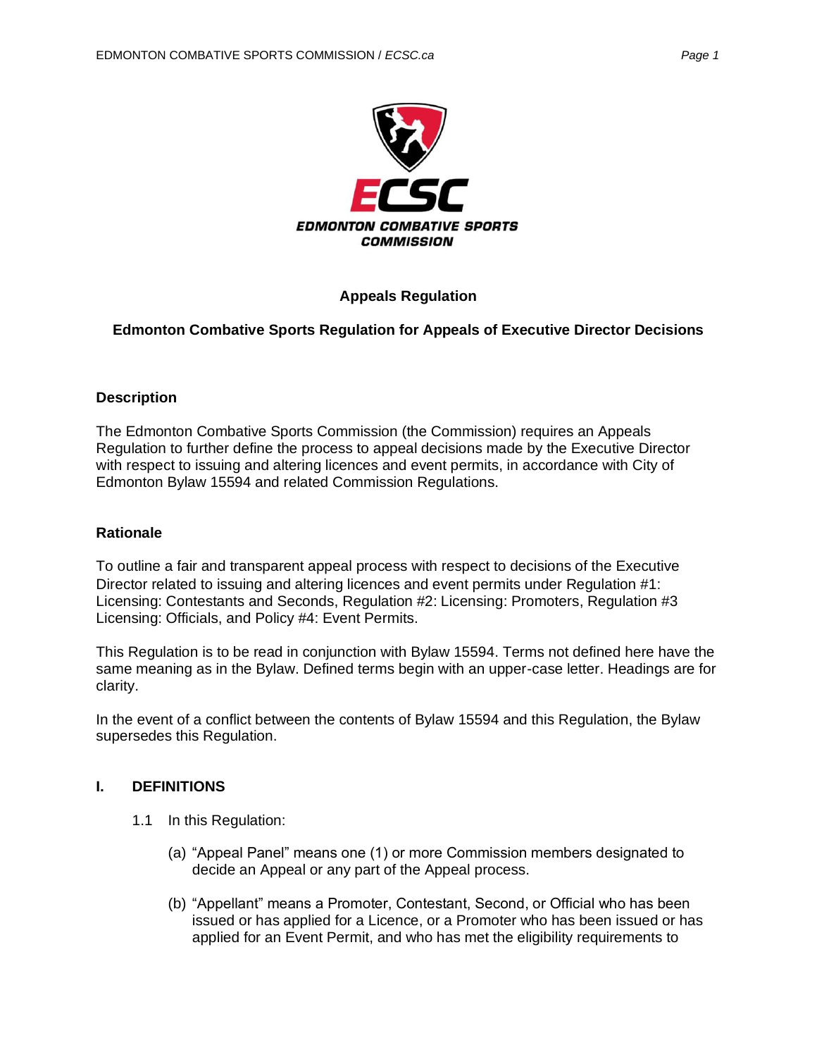# Appeals Regulation

## Edmonton Combative Sports Regulation for Appeals of Executive Director Decisions

### Description

The Edmonton Combative Sports Commission (the Commission) requires an Appeals Regulation to further define the process to appeal decisions made by the Executive Director with respect to issuing and altering licences and event permits, in accordance with City of Edmonton Bylaw 15594 and related Commission Regulations.

### Rationale

To outline a fair and transparent appeal process with respect to decisions of the Executive Director related to issuing and altering licences and event permits under Regulation #1: Licensing: Contestants and Seconds, Regulation #2: Licensing: Promoters, Regulation #3 Licensing: Officials, and Policy #4: Event Permits.

This Regulation is to be read in conjunction with Bylaw 15594. Terms not defined here have the same meaning as in the Bylaw. Defined terms begin with an upper-case letter. Headings are for clarity.

In the event of a conflict between the contents of Bylaw 15594 and this Regulation, the Bylaw supersedes this Regulation.

### I. DEFINITIONS

1.1 In this Regulation:

(a) "Appeal Panel" means one (1) or more Commission members designated to decide an Appeal or any part of the Appeal process.

(b) "Appellant" means a Promoter, Contestant, Second, or Official who has been issued or has applied for a Licence, or a Promoter who has been issued or has applied for an Event Permit, and who has met the eligibility requirements to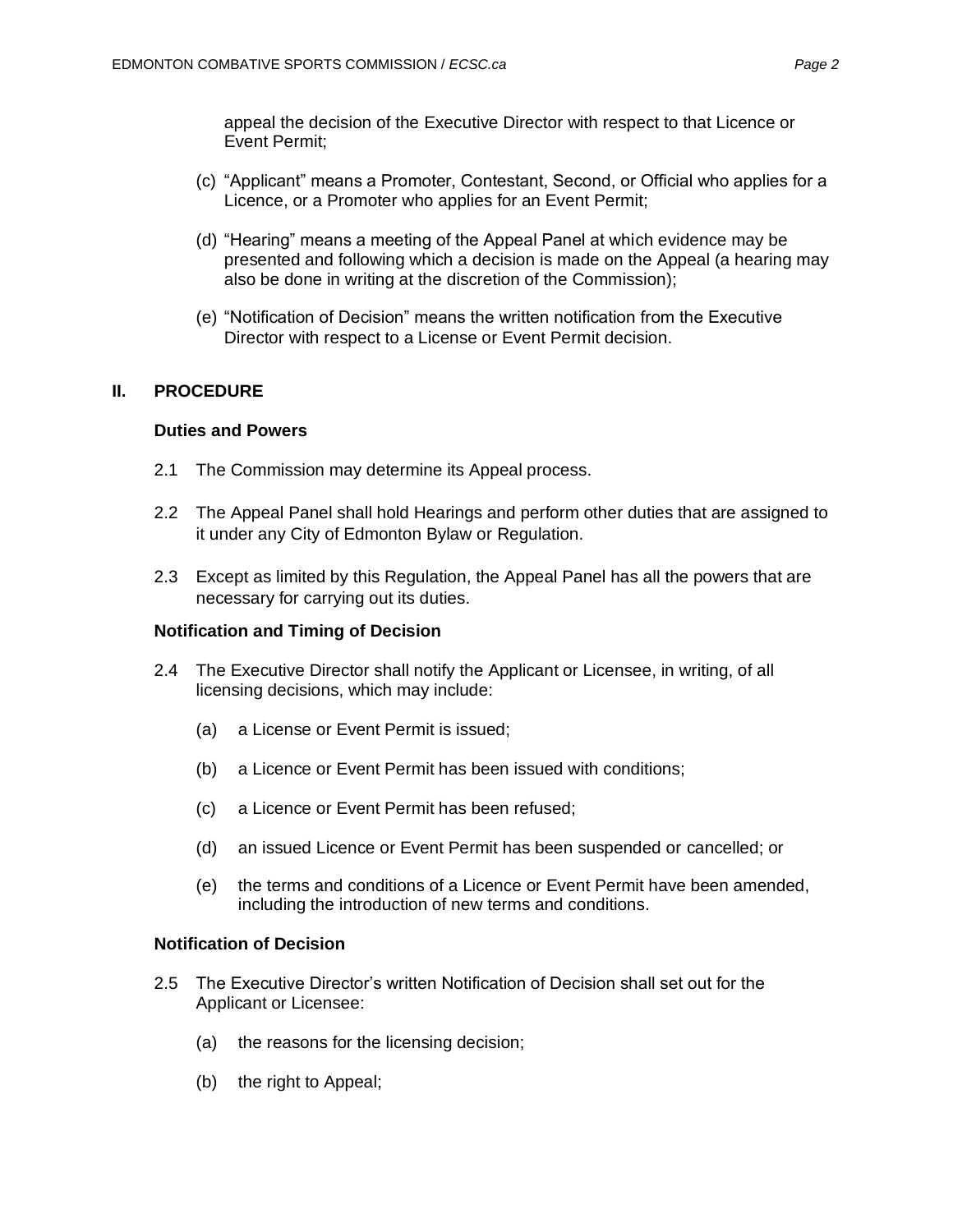appeal the decision of the Executive Director with respect to that Licence or Event Permit;

(c) "Applicant" means a Promoter, Contestant, Second, or Official who applies for a Licence, or a Promoter who applies for an Event Permit;

(d) "Hearing" means a meeting of the Appeal Panel at which evidence may be presented and following which a decision is made on the Appeal (a hearing may also be done in writing at the discretion of the Commission);

(e) "Notification of Decision" means the written notification from the Executive Director with respect to a License or Event Permit decision.

## II. PROCEDURE

### Duties and Powers

2.1 The Commission may determine its Appeal process.

2.2 The Appeal Panel shall hold Hearings and perform other duties that are assigned to it under any City of Edmonton Bylaw or Regulation.

2.3 Except as limited by this Regulation, the Appeal Panel has all the powers that are necessary for carrying out its duties.

### Notification and Timing of Decision

2.4 The Executive Director shall notify the Applicant or Licensee, in writing, of all licensing decisions, which may include:

(a) a License or Event Permit is issued;

(b) a Licence or Event Permit has been issued with conditions;

(c) a Licence or Event Permit has been refused;

(d) an issued Licence or Event Permit has been suspended or cancelled; or

(e) the terms and conditions of a Licence or Event Permit have been amended, including the introduction of new terms and conditions.

### Notification of Decision

2.5 The Executive Director's written Notification of Decision shall set out for the Applicant or Licensee:

(a) the reasons for the licensing decision;

(b) the right to Appeal;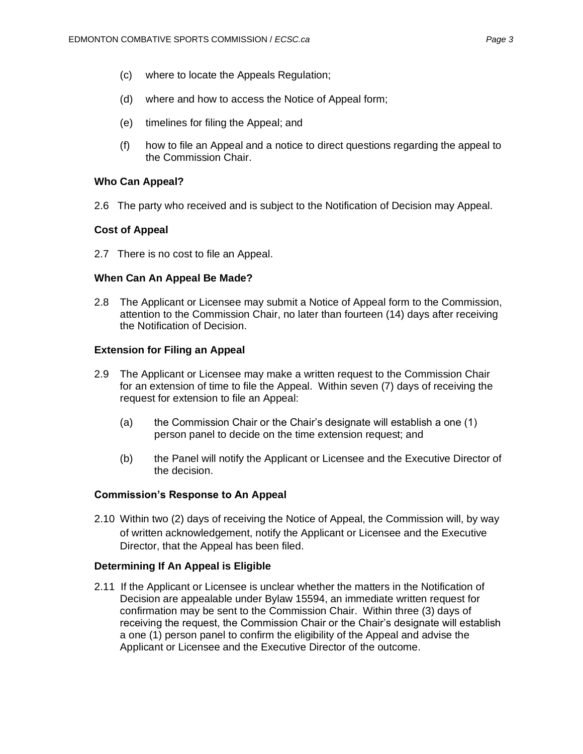(c) where to locate the Appeals Regulation;

(d) where and how to access the Notice of Appeal form;

(e) timelines for filing the Appeal; and

(f) how to file an Appeal and a notice to direct questions regarding the appeal to the Commission Chair.

**Who Can Appeal?**

2.6 The party who received and is subject to the Notification of Decision may Appeal.

**Cost of Appeal**

2.7 There is no cost to file an Appeal.

**When Can An Appeal Be Made?**

2.8 The Applicant or Licensee may submit a Notice of Appeal form to the Commission, attention to the Commission Chair, no later than fourteen (14) days after receiving the Notification of Decision.

**Extension for Filing an Appeal**

2.9 The Applicant or Licensee may make a written request to the Commission Chair for an extension of time to file the Appeal. Within seven (7) days of receiving the request for extension to file an Appeal:

(a) the Commission Chair or the Chair's designate will establish a one (1) person panel to decide on the time extension request; and

(b) the Panel will notify the Applicant or Licensee and the Executive Director of the decision.

**Commission's Response to An Appeal**

2.10 Within two (2) days of receiving the Notice of Appeal, the Commission will, by way of written acknowledgement, notify the Applicant or Licensee and the Executive Director, that the Appeal has been filed.

**Determining If An Appeal is Eligible**

2.11 If the Applicant or Licensee is unclear whether the matters in the Notification of Decision are appealable under Bylaw 15594, an immediate written request for confirmation may be sent to the Commission Chair. Within three (3) days of receiving the request, the Commission Chair or the Chair's designate will establish a one (1) person panel to confirm the eligibility of the Appeal and advise the Applicant or Licensee and the Executive Director of the outcome.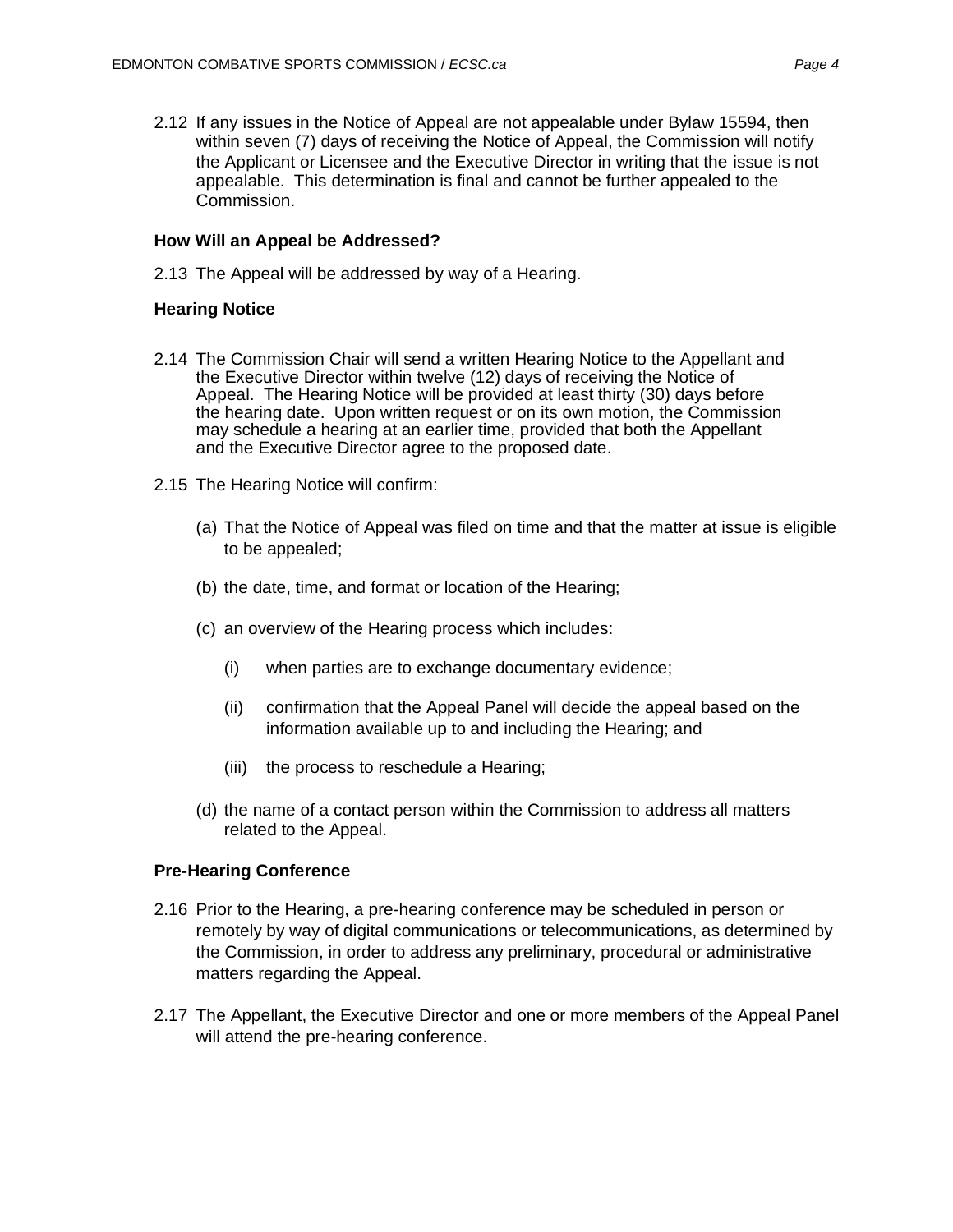2.12 If any issues in the Notice of Appeal are not appealable under Bylaw 15594, then within seven (7) days of receiving the Notice of Appeal, the Commission will notify the Applicant or Licensee and the Executive Director in writing that the issue is not appealable. This determination is final and cannot be further appealed to the Commission.

**How Will an Appeal be Addressed?**

2.13 The Appeal will be addressed by way of a Hearing.

**Hearing Notice**

2.14 The Commission Chair will send a written Hearing Notice to the Appellant and the Executive Director within twelve (12) days of receiving the Notice of Appeal. The Hearing Notice will be provided at least thirty (30) days before the hearing date. Upon written request or on its own motion, the Commission may schedule a hearing at an earlier time, provided that both the Appellant and the Executive Director agree to the proposed date.

2.15 The Hearing Notice will confirm:

(a) That the Notice of Appeal was filed on time and that the matter at issue is eligible to be appealed;

(b) the date, time, and format or location of the Hearing;

(c) an overview of the Hearing process which includes:

(i) when parties are to exchange documentary evidence;

(ii) confirmation that the Appeal Panel will decide the appeal based on the information available up to and including the Hearing; and

(iii) the process to reschedule a Hearing;

(d) the name of a contact person within the Commission to address all matters related to the Appeal.

**Pre-Hearing Conference**

2.16 Prior to the Hearing, a pre-hearing conference may be scheduled in person or remotely by way of digital communications or telecommunications, as determined by the Commission, in order to address any preliminary, procedural or administrative matters regarding the Appeal.

2.17 The Appellant, the Executive Director and one or more members of the Appeal Panel will attend the pre-hearing conference.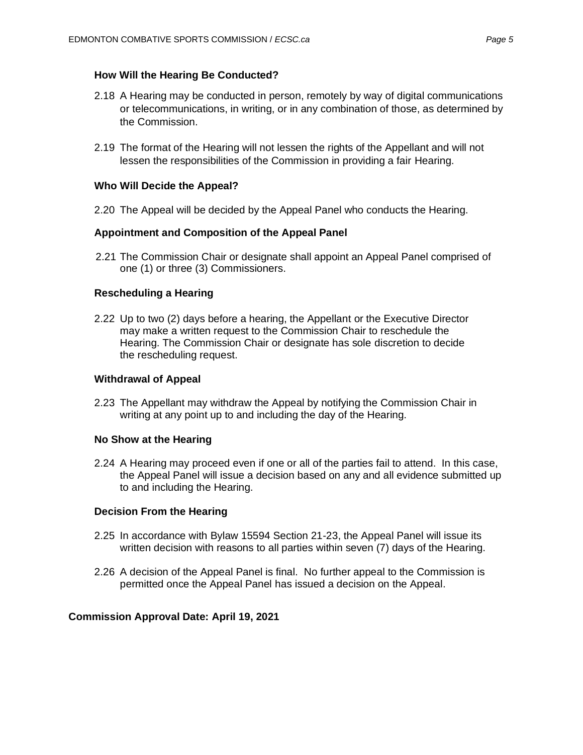### How Will the Hearing Be Conducted?

2.18 A Hearing may be conducted in person, remotely by way of digital communications or telecommunications, in writing, or in any combination of those, as determined by the Commission.

2.19 The format of the Hearing will not lessen the rights of the Appellant and will not lessen the responsibilities of the Commission in providing a fair Hearing.

### Who Will Decide the Appeal?

2.20 The Appeal will be decided by the Appeal Panel who conducts the Hearing.

### Appointment and Composition of the Appeal Panel

2.21 The Commission Chair or designate shall appoint an Appeal Panel comprised of one (1) or three (3) Commissioners.

### Rescheduling a Hearing

2.22 Up to two (2) days before a hearing, the Appellant or the Executive Director may make a written request to the Commission Chair to reschedule the Hearing. The Commission Chair or designate has sole discretion to decide the rescheduling request.

### Withdrawal of Appeal

2.23 The Appellant may withdraw the Appeal by notifying the Commission Chair in writing at any point up to and including the day of the Hearing.

### No Show at the Hearing

2.24 A Hearing may proceed even if one or all of the parties fail to attend. In this case, the Appeal Panel will issue a decision based on any and all evidence submitted up to and including the Hearing.

### Decision From the Hearing

2.25 In accordance with Bylaw 15594 Section 21-23, the Appeal Panel will issue its written decision with reasons to all parties within seven (7) days of the Hearing.

2.26 A decision of the Appeal Panel is final. No further appeal to the Commission is permitted once the Appeal Panel has issued a decision on the Appeal.

**Commission Approval Date: April 19, 2021**